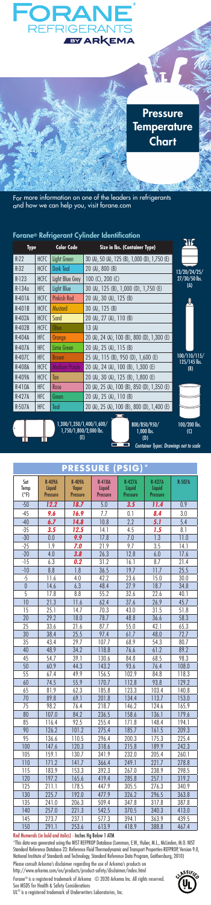# FORANE® REFRIGERANTS BY ARKEMA

## Pressure Temperature Chart

For more information on one of the leaders in refrigerants and how we can help you, visit forane.com

### Forane® Refrigerant Cylinder Identification

| Type | | Color Code | Size in lbs. (Container Type) |
|---|---|---|---|
| R-22 | HCFC | Light Green | 30 (A), 50 (A), 125 (B), 1,000 (D), 1,750 (E) |
| R-32 | HFC | Dark Teal | 20 (A), 800 (B) |
| R-123 | HCFC | Light Blue Grey | 100 (C), 200 (C) |
| R-134a | HFC | Light Blue | 30 (A), 125 (B), 1,000 (D), 1,750 (E) |
| R-401A | HCFC | Pinkish Red | 20 (A), 30 (A), 125 (B) |
| R-401B | HCFC | Mustard | 30 (A), 125 (B) |
| R-402A | HCFC | Sand | 20 (A), 27 (A), 110 (B) |
| R-402B | HCFC | Olive | 13 (A) |
| R-404A | HFC | Orange | 20 (A), 24 (A), 100 (B), 800 (D), 1,300 (E) |
| R-407A | HFC | Lime Green | 20 (A), 25 (A), 115 (B) |
| R-407C | HFC | Brown | 25 (A), 115 (B), 950 (D), 1,600 (E) |
| R-408A | HCFC | Medium Purple | 20 (A), 24 (A), 100 (B), 1,300 (E) |
| R-409A | HCFC | Tan | 20 (A), 30 (A), 125 (B), 1,800 (E) |
| R-410A | HFC | Rose | 20 (A), 25 (A), 100 (B), 850 (D), 1,350 (E) |
| R-427A | HFC | Green | 20 (A), 25 (A), 110 (B) |
| R-507A | HFC | Teal | 20 (A), 25 (A), 100 (B), 800 (D), 1,400 (E) |

13/20/24/25/27/30/50 lbs. (A)

100/110/115/125/145 lbs. (B)

100/200 lbs. (C)

1,300/1,350/1,400/1,600/1,750/1,800/2,000 lbs. (E)

800/850/950/1,000 lbs. (D)

*Container Types: Drawings not to scale*

## PRESSURE (PSIG)*

| Sat Temp (°F) | R-409A Liquid Pressure | R-409A Vapor Pressure | R-410A Liquid Pressure | R-427A Liquid Pressure | R-427A Liquid Pressure | R-507A |
|---|---|---|---|---|---|---|
| -50 | ***12.2*** | ***18.7*** | 5.0 | ***3.5*** | ***11.4*** | 0.9 |
| -45 | ***9.6*** | ***16.9*** | 7.7 | 0.1 | ***8.4*** | 3.0 |
| -40 | ***6.7*** | ***14.8*** | 10.8 | 2.2 | ***5.1*** | 5.4 |
| -35 | ***3.5*** | ***12.5*** | 14.1 | 4.5 | ***1.5*** | 8.1 |
| -30 | 0.0 | ***9.9*** | 17.8 | 7.0 | 1.3 | 11.0 |
| -25 | 1.9 | ***7.0*** | 21.9 | 9.7 | 3.5 | 14.1 |
| -20 | 4.0 | ***3.8*** | 26.3 | 12.8 | 6.0 | 17.6 |
| -15 | 6.3 | ***0.2*** | 31.2 | 16.1 | 8.7 | 21.4 |
| -10 | 8.8 | 1.8 | 36.5 | 19.7 | 11.7 | 25.5 |
| -5 | 11.6 | 4.0 | 42.2 | 23.6 | 15.0 | 30.0 |
| 0 | 14.6 | 6.3 | 48.4 | 27.9 | 18.7 | 34.8 |
| 5 | 17.8 | 8.8 | 55.2 | 32.6 | 22.6 | 40.1 |
| 10 | 21.3 | 11.6 | 62.4 | 37.6 | 26.9 | 45.7 |
| 15 | 25.1 | 14.7 | 70.3 | 43.0 | 31.5 | 51.8 |
| 20 | 29.2 | 18.0 | 78.7 | 48.8 | 36.6 | 58.3 |
| 25 | 33.6 | 21.6 | 87.7 | 55.0 | 42.1 | 65.3 |
| 30 | 38.4 | 25.5 | 97.4 | 61.7 | 48.0 | 72.7 |
| 35 | 43.4 | 29.7 | 107.7 | 68.9 | 54.3 | 80.7 |
| 40 | 48.9 | 34.2 | 118.8 | 76.6 | 61.2 | 89.2 |
| 45 | 54.7 | 39.1 | 130.6 | 84.8 | 68.5 | 98.3 |
| 50 | 60.9 | 44.3 | 143.2 | 93.6 | 76.4 | 108.0 |
| 55 | 67.4 | 49.9 | 156.5 | 102.9 | 84.8 | 118.3 |
| 60 | 74.5 | 55.9 | 170.7 | 112.8 | 93.8 | 129.2 |
| 65 | 81.9 | 62.3 | 185.8 | 123.3 | 103.4 | 140.8 |
| 70 | 89.8 | 69.1 | 201.8 | 134.4 | 113.7 | 153.0 |
| 75 | 98.2 | 76.4 | 218.7 | 146.2 | 124.6 | 165.9 |
| 80 | 107.0 | 84.2 | 236.5 | 158.6 | 136.1 | 179.6 |
| 85 | 116.4 | 92.5 | 255.4 | 171.8 | 148.4 | 194.1 |
| 90 | 126.2 | 101.2 | 275.4 | 185.7 | 161.5 | 209.3 |
| 95 | 136.6 | 110.5 | 296.4 | 200.3 | 175.3 | 225.4 |
| 100 | 147.6 | 120.3 | 318.6 | 215.8 | 189.9 | 242.3 |
| 105 | 159.1 | 130.7 | 341.9 | 232.0 | 205.4 | 260.1 |
| 110 | 171.2 | 141.7 | 366.4 | 249.1 | 221.7 | 278.8 |
| 115 | 183.9 | 153.3 | 392.3 | 267.0 | 238.9 | 298.5 |
| 120 | 197.2 | 165.6 | 419.4 | 285.8 | 257.1 | 319.2 |
| 125 | 211.1 | 178.5 | 447.9 | 305.5 | 276.3 | 340.9 |
| 130 | 225.7 | 192.0 | 477.9 | 326.2 | 296.5 | 363.8 |
| 135 | 241.0 | 206.3 | 509.4 | 347.8 | 317.8 | 387.8 |
| 140 | 257.0 | 221.3 | 542.5 | 370.5 | 340.3 | 413.0 |
| 145 | 273.7 | 237.1 | 577.3 | 394.1 | 363.9 | 439.5 |
| 150 | 291.1 | 253.6 | 613.9 | 418.9 | 388.8 | 467.4 |

Red Numerals (in bold and italics) - Inches Hg Below 1 ATM

*This data was generated using the NIST REFPROP Database (Lemmon, E.W., Huber, M.L., McLinden, M.O. NIST Standard Reference Database 23: Reference Fluid Thermodynamic and Transport Properties-REFPROP, Version 9.0, National Institute of Standards and Technology, Standard Reference Data Program, Gaithersburg, 2010)

Please consult Arkema's disclaimer regarding the use of Arkema's products on http://www.arkema.com/en/products/product-safety/disclaimer/index.html

Forane® is a registered trademark of Arkema © 2020 Arkema Inc. All rights reserved.
See MSDS for Health & Safety Considerations
UL® is a registered trademark of Underwriters Laboratories, Inc.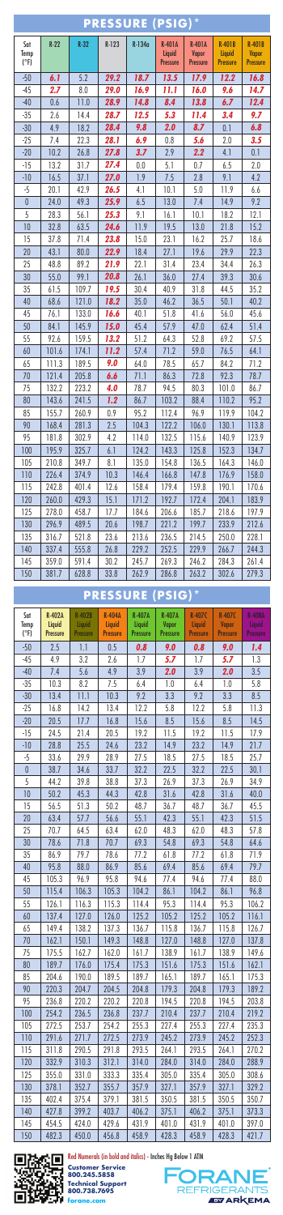# PRESSURE (PSIG)*

| Sat Temp (°F) | R-22 | R-32 | R-123 | R-134a | R-401A Liquid Pressure | R-401A Vapor Pressure | R-401B Liquid Pressure | R-401B Vapor Pressure |
|---|---|---|---|---|---|---|---|---|
| -50 | ***6.1*** | 5.2 | ***29.2*** | ***18.7*** | ***13.5*** | ***17.9*** | ***12.2*** | ***16.8*** |
| -45 | ***2.7*** | 8.0 | ***29.0*** | ***16.9*** | ***11.1*** | ***16.0*** | ***9.6*** | ***14.7*** |
| -40 | 0.6 | 11.0 | ***28.9*** | ***14.8*** | ***8.4*** | ***13.8*** | ***6.7*** | ***12.4*** |
| -35 | 2.6 | 14.4 | ***28.7*** | ***12.5*** | ***5.3*** | ***11.4*** | ***3.4*** | ***9.7*** |
| -30 | 4.9 | 18.2 | ***28.4*** | ***9.8*** | ***2.0*** | ***8.7*** | 0.1 | ***6.8*** |
| -25 | 7.4 | 22.3 | ***28.1*** | ***6.9*** | 0.8 | ***5.6*** | 2.0 | ***3.5*** |
| -20 | 10.2 | 26.8 | ***27.8*** | ***3.7*** | 2.9 | ***2.2*** | 4.1 | 0.1 |
| -15 | 13.2 | 31.7 | ***27.4*** | 0.0 | 5.1 | 0.7 | 6.5 | 2.0 |
| -10 | 16.5 | 37.1 | ***27.0*** | 1.9 | 7.5 | 2.8 | 9.1 | 4.2 |
| -5 | 20.1 | 42.9 | ***26.5*** | 4.1 | 10.1 | 5.0 | 11.9 | 6.6 |
| 0 | 24.0 | 49.3 | ***25.9*** | 6.5 | 13.0 | 7.4 | 14.9 | 9.2 |
| 5 | 28.3 | 56.1 | ***25.3*** | 9.1 | 16.1 | 10.1 | 18.2 | 12.1 |
| 10 | 32.8 | 63.5 | ***24.6*** | 11.9 | 19.5 | 13.0 | 21.8 | 15.2 |
| 15 | 37.8 | 71.4 | ***23.8*** | 15.0 | 23.1 | 16.2 | 25.7 | 18.6 |
| 20 | 43.1 | 80.0 | ***22.9*** | 18.4 | 27.1 | 19.6 | 29.9 | 22.3 |
| 25 | 48.8 | 89.2 | ***21.9*** | 22.1 | 31.4 | 23.4 | 34.4 | 26.3 |
| 30 | 55.0 | 99.1 | ***20.8*** | 26.1 | 36.0 | 27.4 | 39.3 | 30.6 |
| 35 | 61.5 | 109.7 | ***19.5*** | 30.4 | 40.9 | 31.8 | 44.5 | 35.2 |
| 40 | 68.6 | 121.0 | ***18.2*** | 35.0 | 46.2 | 36.5 | 50.1 | 40.2 |
| 45 | 76.1 | 133.0 | ***16.6*** | 40.1 | 51.8 | 41.6 | 56.0 | 45.6 |
| 50 | 84.1 | 145.9 | ***15.0*** | 45.4 | 57.9 | 47.0 | 62.4 | 51.4 |
| 55 | 92.6 | 159.5 | ***13.2*** | 51.2 | 64.3 | 52.8 | 69.2 | 57.5 |
| 60 | 101.6 | 174.1 | ***11.2*** | 57.4 | 71.2 | 59.0 | 76.5 | 64.1 |
| 65 | 111.3 | 189.5 | ***9.0*** | 64.0 | 78.5 | 65.7 | 84.2 | 71.2 |
| 70 | 121.4 | 205.8 | ***6.6*** | 71.1 | 86.3 | 72.8 | 92.3 | 78.7 |
| 75 | 132.2 | 223.2 | ***4.0*** | 78.7 | 94.5 | 80.3 | 101.0 | 86.7 |
| 80 | 143.6 | 241.5 | ***1.2*** | 86.7 | 103.2 | 88.4 | 110.2 | 95.2 |
| 85 | 155.7 | 260.9 | 0.9 | 95.2 | 112.4 | 96.9 | 119.9 | 104.2 |
| 90 | 168.4 | 281.3 | 2.5 | 104.3 | 122.2 | 106.0 | 130.1 | 113.8 |
| 95 | 181.8 | 302.9 | 4.2 | 114.0 | 132.5 | 115.6 | 140.9 | 123.9 |
| 100 | 195.9 | 325.7 | 6.1 | 124.2 | 143.3 | 125.8 | 152.3 | 134.7 |
| 105 | 210.8 | 349.7 | 8.1 | 135.0 | 154.8 | 136.5 | 164.3 | 146.0 |
| 110 | 226.4 | 374.9 | 10.3 | 146.4 | 166.8 | 147.8 | 176.9 | 158.0 |
| 115 | 242.8 | 401.4 | 12.6 | 158.4 | 179.4 | 159.8 | 190.1 | 170.6 |
| 120 | 260.0 | 429.3 | 15.1 | 171.2 | 192.7 | 172.4 | 204.1 | 183.9 |
| 125 | 278.0 | 458.7 | 17.7 | 184.6 | 206.6 | 185.7 | 218.6 | 197.9 |
| 130 | 296.9 | 489.5 | 20.6 | 198.7 | 221.2 | 199.7 | 233.9 | 212.6 |
| 135 | 316.7 | 521.8 | 23.6 | 213.6 | 236.5 | 214.5 | 250.0 | 228.1 |
| 140 | 337.4 | 555.8 | 26.8 | 229.2 | 252.5 | 229.9 | 266.7 | 244.3 |
| 145 | 359.0 | 591.4 | 30.2 | 245.7 | 269.3 | 246.2 | 284.3 | 261.4 |
| 150 | 381.7 | 628.8 | 33.8 | 262.9 | 286.8 | 263.2 | 302.6 | 279.3 |

# PRESSURE (PSIG)*

| Sat Temp (°F) | R-402A Liquid Pressure | R-402B Liquid Pressure | R-404A Liquid Pressure | R-407A Liquid Pressure | R-407A Vapor Pressure | R-407C Liquid Pressure | R-407C Vapor Pressure | R-408A Liquid Pressure |
|---|---|---|---|---|---|---|---|---|
| -50 | 2.5 | 1.1 | 0.5 | ***0.8*** | ***9.0*** | ***0.8*** | ***9.0*** | ***1.4*** |
| -45 | 4.9 | 3.2 | 2.6 | 1.7 | ***5.7*** | 1.7 | ***5.7*** | 1.3 |
| -40 | 7.4 | 5.6 | 4.9 | 3.9 | ***2.0*** | 3.9 | ***2.0*** | 3.5 |
| -35 | 10.3 | 8.2 | 7.5 | 6.4 | 1.0 | 6.4 | 1.0 | 5.8 |
| -30 | 13.4 | 11.1 | 10.3 | 9.2 | 3.3 | 9.2 | 3.3 | 8.5 |
| -25 | 16.8 | 14.2 | 13.4 | 12.2 | 5.8 | 12.2 | 5.8 | 11.3 |
| -20 | 20.5 | 17.7 | 16.8 | 15.6 | 8.5 | 15.6 | 8.5 | 14.5 |
| -15 | 24.5 | 21.4 | 20.5 | 19.2 | 11.5 | 19.2 | 11.5 | 17.9 |
| -10 | 28.8 | 25.5 | 24.6 | 23.2 | 14.9 | 23.2 | 14.9 | 21.7 |
| -5 | 33.6 | 29.9 | 28.9 | 27.5 | 18.5 | 27.5 | 18.5 | 25.7 |
| 0 | 38.7 | 34.6 | 33.7 | 32.2 | 22.5 | 32.2 | 22.5 | 30.1 |
| 5 | 44.2 | 39.8 | 38.8 | 37.3 | 26.9 | 37.3 | 26.9 | 34.9 |
| 10 | 50.2 | 45.3 | 44.3 | 42.8 | 31.6 | 42.8 | 31.6 | 40.0 |
| 15 | 56.5 | 51.3 | 50.2 | 48.7 | 36.7 | 48.7 | 36.7 | 45.5 |
| 20 | 63.4 | 57.7 | 56.6 | 55.1 | 42.3 | 55.1 | 42.3 | 51.5 |
| 25 | 70.7 | 64.5 | 63.4 | 62.0 | 48.3 | 62.0 | 48.3 | 57.8 |
| 30 | 78.6 | 71.8 | 70.7 | 69.3 | 54.8 | 69.3 | 54.8 | 64.6 |
| 35 | 86.9 | 79.7 | 78.6 | 77.2 | 61.8 | 77.2 | 61.8 | 71.9 |
| 40 | 95.8 | 88.0 | 86.9 | 85.6 | 69.4 | 85.6 | 69.4 | 79.7 |
| 45 | 105.3 | 96.9 | 95.8 | 94.6 | 77.4 | 94.6 | 77.4 | 88.0 |
| 50 | 115.4 | 106.3 | 105.3 | 104.2 | 86.1 | 104.2 | 86.1 | 96.8 |
| 55 | 126.1 | 116.3 | 115.3 | 114.4 | 95.3 | 114.4 | 95.3 | 106.2 |
| 60 | 137.4 | 127.0 | 126.0 | 125.2 | 105.2 | 125.2 | 105.2 | 116.1 |
| 65 | 149.4 | 138.2 | 137.3 | 136.7 | 115.8 | 136.7 | 115.8 | 126.7 |
| 70 | 162.1 | 150.1 | 149.3 | 148.8 | 127.0 | 148.8 | 127.0 | 137.8 |
| 75 | 175.5 | 162.7 | 162.0 | 161.7 | 138.9 | 161.7 | 138.9 | 149.6 |
| 80 | 189.7 | 176.0 | 175.4 | 175.3 | 151.6 | 175.3 | 151.6 | 162.1 |
| 85 | 204.6 | 190.0 | 189.5 | 189.7 | 165.1 | 189.7 | 165.1 | 175.3 |
| 90 | 220.3 | 204.7 | 204.5 | 204.8 | 179.3 | 204.8 | 179.3 | 189.2 |
| 95 | 236.8 | 220.2 | 220.2 | 220.8 | 194.5 | 220.8 | 194.5 | 203.8 |
| 100 | 254.2 | 236.5 | 236.8 | 237.7 | 210.4 | 237.7 | 210.4 | 219.2 |
| 105 | 272.5 | 253.7 | 254.2 | 255.3 | 227.4 | 255.3 | 227.4 | 235.3 |
| 110 | 291.6 | 271.7 | 272.5 | 273.9 | 245.2 | 273.9 | 245.2 | 252.3 |
| 115 | 311.8 | 290.5 | 291.8 | 293.5 | 264.1 | 293.5 | 264.1 | 270.2 |
| 120 | 332.9 | 310.3 | 312.1 | 314.0 | 284.0 | 314.0 | 284.0 | 288.9 |
| 125 | 355.0 | 331.0 | 333.3 | 335.4 | 305.0 | 335.4 | 305.0 | 308.6 |
| 130 | 378.1 | 352.7 | 355.7 | 357.9 | 327.1 | 357.9 | 327.1 | 329.2 |
| 135 | 402.4 | 375.4 | 379.1 | 381.5 | 350.5 | 381.5 | 350.5 | 350.7 |
| 140 | 427.8 | 399.2 | 403.7 | 406.2 | 375.1 | 406.2 | 375.1 | 373.3 |
| 145 | 454.5 | 424.0 | 429.6 | 431.9 | 401.0 | 431.9 | 401.0 | 397.0 |
| 150 | 482.3 | 450.0 | 456.8 | 458.9 | 428.3 | 458.9 | 428.3 | 421.7 |

Red Numerals (in bold and italics) - Inches Hg Below 1 ATM

Customer Service 800.245.5858
Technical Support 800.738.7695
forane.com

FORANE REFRIGERANTS ARKEMA